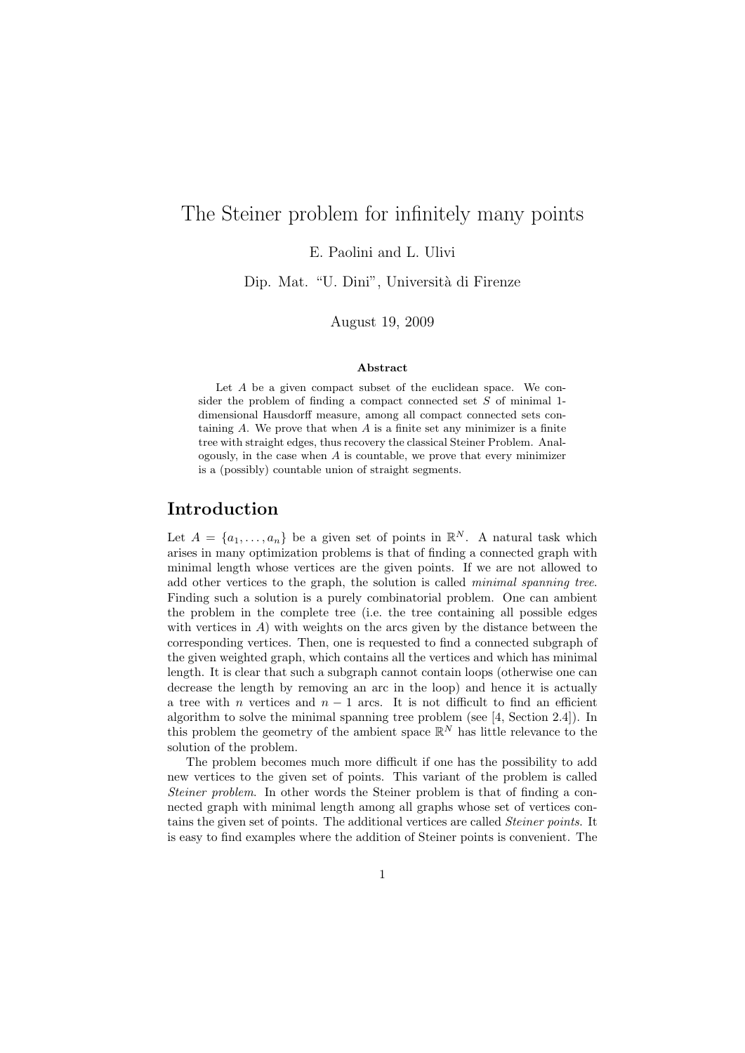# The Steiner problem for infinitely many points

E. Paolini and L. Ulivi

Dip. Mat. "U. Dini", Università di Firenze

August 19, 2009

**Abstract**

Let $A$ be a given compact subset of the euclidean space. We consider the problem of finding a compact connected set $S$ of minimal 1-dimensional Hausdorff measure, among all compact connected sets containing $A$. We prove that when $A$ is a finite set any minimizer is a finite tree with straight edges, thus recovery the classical Steiner Problem. Analogously, in the case when $A$ is countable, we prove that every minimizer is a (possibly) countable union of straight segments.

## Introduction

Let $A = \{a_1, \ldots, a_n\}$ be a given set of points in $\mathbb{R}^N$. A natural task which arises in many optimization problems is that of finding a connected graph with minimal length whose vertices are the given points. If we are not allowed to add other vertices to the graph, the solution is called *minimal spanning tree*. Finding such a solution is a purely combinatorial problem. One can ambient the problem in the complete tree (i.e. the tree containing all possible edges with vertices in $A$) with weights on the arcs given by the distance between the corresponding vertices. Then, one is requested to find a connected subgraph of the given weighted graph, which contains all the vertices and which has minimal length. It is clear that such a subgraph cannot contain loops (otherwise one can decrease the length by removing an arc in the loop) and hence it is actually a tree with $n$ vertices and $n-1$ arcs. It is not difficult to find an efficient algorithm to solve the minimal spanning tree problem (see [4, Section 2.4]). In this problem the geometry of the ambient space $\mathbb{R}^N$ has little relevance to the solution of the problem.

The problem becomes much more difficult if one has the possibility to add new vertices to the given set of points. This variant of the problem is called *Steiner problem*. In other words the Steiner problem is that of finding a connected graph with minimal length among all graphs whose set of vertices contains the given set of points. The additional vertices are called *Steiner points*. It is easy to find examples where the addition of Steiner points is convenient. The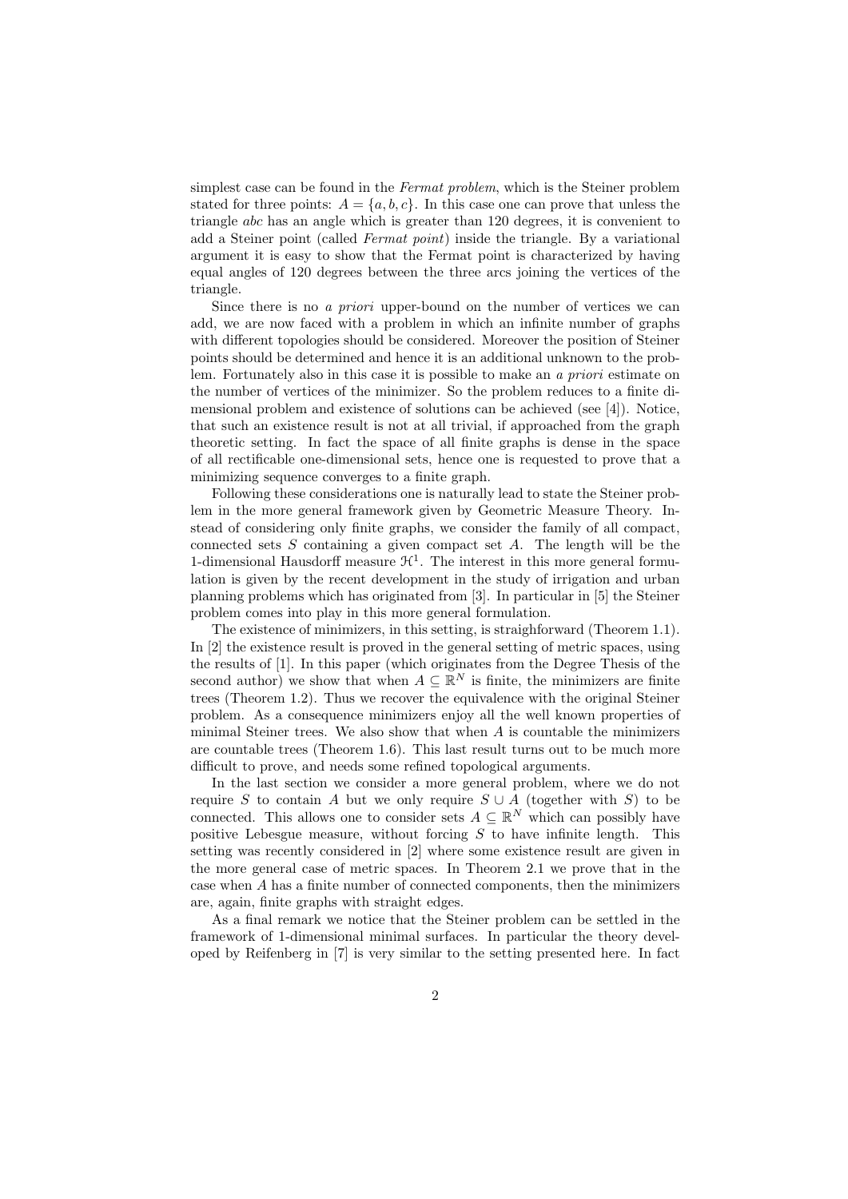simplest case can be found in the *Fermat problem*, which is the Steiner problem stated for three points: $A = \{a, b, c\}$. In this case one can prove that unless the triangle $abc$ has an angle which is greater than 120 degrees, it is convenient to add a Steiner point (called *Fermat point*) inside the triangle. By a variational argument it is easy to show that the Fermat point is characterized by having equal angles of 120 degrees between the three arcs joining the vertices of the triangle.

Since there is no *a priori* upper-bound on the number of vertices we can add, we are now faced with a problem in which an infinite number of graphs with different topologies should be considered. Moreover the position of Steiner points should be determined and hence it is an additional unknown to the problem. Fortunately also in this case it is possible to make an *a priori* estimate on the number of vertices of the minimizer. So the problem reduces to a finite dimensional problem and existence of solutions can be achieved (see [4]). Notice, that such an existence result is not at all trivial, if approached from the graph theoretic setting. In fact the space of all finite graphs is dense in the space of all rectifiable one-dimensional sets, hence one is requested to prove that a minimizing sequence converges to a finite graph.

Following these considerations one is naturally lead to state the Steiner problem in the more general framework given by Geometric Measure Theory. Instead of considering only finite graphs, we consider the family of all compact, connected sets $S$ containing a given compact set $A$. The length will be the 1-dimensional Hausdorff measure $\mathcal{H}^1$. The interest in this more general formulation is given by the recent development in the study of irrigation and urban planning problems which has originated from [3]. In particular in [5] the Steiner problem comes into play in this more general formulation.

The existence of minimizers, in this setting, is straightforward (Theorem 1.1). In [2] the existence result is proved in the general setting of metric spaces, using the results of [1]. In this paper (which originates from the Degree Thesis of the second author) we show that when $A \subseteq \mathbb{R}^N$ is finite, the minimizers are finite trees (Theorem 1.2). Thus we recover the equivalence with the original Steiner problem. As a consequence minimizers enjoy all the well known properties of minimal Steiner trees. We also show that when $A$ is countable the minimizers are countable trees (Theorem 1.6). This last result turns out to be much more difficult to prove, and needs some refined topological arguments.

In the last section we consider a more general problem, where we do not require $S$ to contain $A$ but we only require $S \cup A$ (together with $S$) to be connected. This allows one to consider sets $A \subseteq \mathbb{R}^N$ which can possibly have positive Lebesgue measure, without forcing $S$ to have infinite length. This setting was recently considered in [2] where some existence result are given in the more general case of metric spaces. In Theorem 2.1 we prove that in the case when $A$ has a finite number of connected components, then the minimizers are, again, finite graphs with straight edges.

As a final remark we notice that the Steiner problem can be settled in the framework of 1-dimensional minimal surfaces. In particular the theory developed by Reifenberg in [7] is very similar to the setting presented here. In fact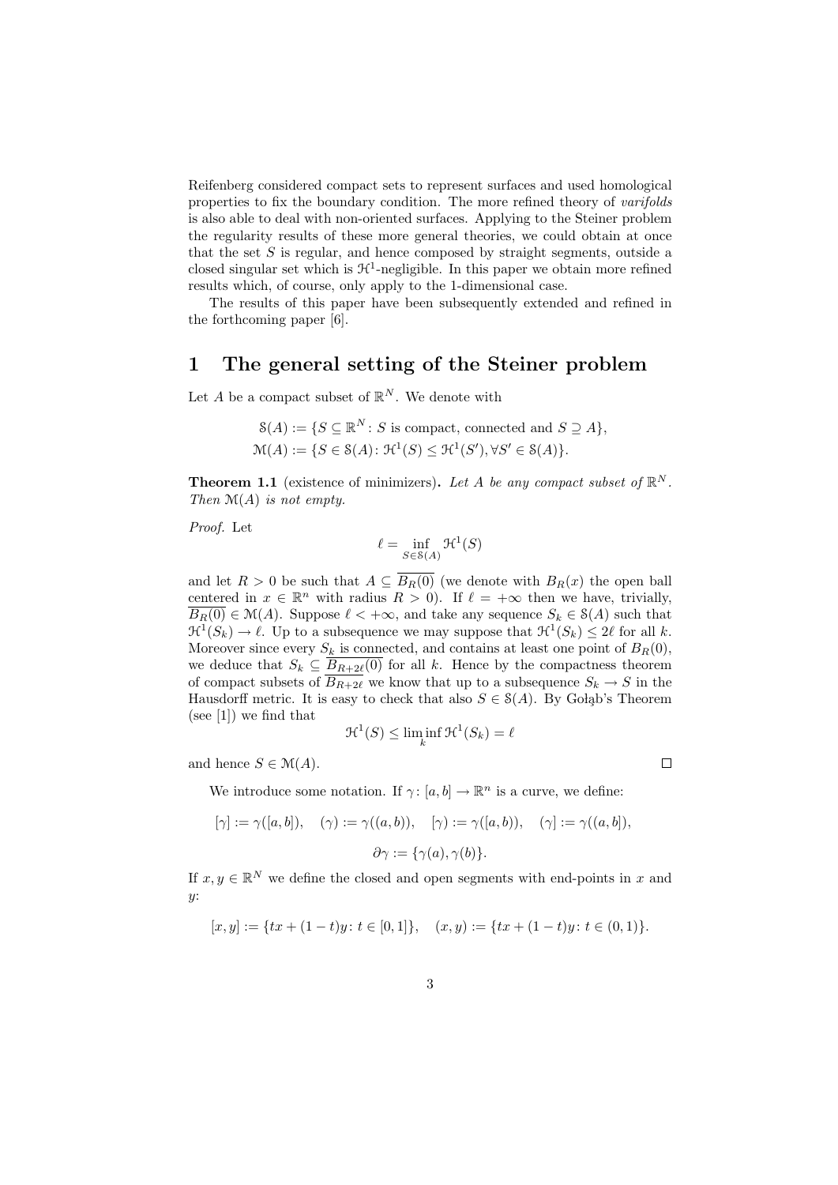Reifenberg considered compact sets to represent surfaces and used homological properties to fix the boundary condition. The more refined theory of *varifolds* is also able to deal with non-oriented surfaces. Applying to the Steiner problem the regularity results of these more general theories, we could obtain at once that the set $S$ is regular, and hence composed by straight segments, outside a closed singular set which is $\mathcal{H}^1$-negligible. In this paper we obtain more refined results which, of course, only apply to the 1-dimensional case.

The results of this paper have been subsequently extended and refined in the forthcoming paper [6].

# 1 The general setting of the Steiner problem

Let $A$ be a compact subset of $\mathbb{R}^N$. We denote with

$$\mathcal{S}(A) := \{S \subseteq \mathbb{R}^N : S \text{ is compact, connected and } S \supseteq A\},$$
$$\mathcal{M}(A) := \{S \in \mathcal{S}(A) : \mathcal{H}^1(S) \leq \mathcal{H}^1(S'), \forall S' \in \mathcal{S}(A)\}.$$

**Theorem 1.1** (existence of minimizers)**.** *Let $A$ be any compact subset of $\mathbb{R}^N$. Then $\mathcal{M}(A)$ is not empty.*

*Proof.* Let

$$\ell = \inf_{S \in \mathcal{S}(A)} \mathcal{H}^1(S)$$

and let $R > 0$ be such that $A \subseteq \overline{B_R(0)}$ (we denote with $B_R(x)$ the open ball centered in $x \in \mathbb{R}^n$ with radius $R > 0$). If $\ell = +\infty$ then we have, trivially, $\overline{B_R(0)} \in \mathcal{M}(A)$. Suppose $\ell < +\infty$, and take any sequence $S_k \in \mathcal{S}(A)$ such that $\mathcal{H}^1(S_k) \to \ell$. Up to a subsequence we may suppose that $\mathcal{H}^1(S_k) \leq 2\ell$ for all $k$. Moreover since every $S_k$ is connected, and contains at least one point of $B_R(0)$, we deduce that $S_k \subseteq \overline{B_{R+2\ell}(0)}$ for all $k$. Hence by the compactness theorem of compact subsets of $\overline{B_{R+2\ell}}$ we know that up to a subsequence $S_k \to S$ in the Hausdorff metric. It is easy to check that also $S \in \mathcal{S}(A)$. By Gołąb's Theorem (see [1]) we find that

$$\mathcal{H}^1(S) \leq \liminf_k \mathcal{H}^1(S_k) = \ell$$

and hence $S \in \mathcal{M}(A)$. $\square$

We introduce some notation. If $\gamma : [a, b] \to \mathbb{R}^n$ is a curve, we define:

$$[\gamma] := \gamma([a, b]), \quad (\gamma) := \gamma((a, b)), \quad [\gamma) := \gamma([a, b)), \quad (\gamma] := \gamma((a, b]),$$

$$\partial\gamma := \{\gamma(a), \gamma(b)\}.$$

If $x, y \in \mathbb{R}^N$ we define the closed and open segments with end-points in $x$ and $y$:

$$[x, y] := \{tx + (1 - t)y : t \in [0, 1]\}, \quad (x, y) := \{tx + (1 - t)y : t \in (0, 1)\}.$$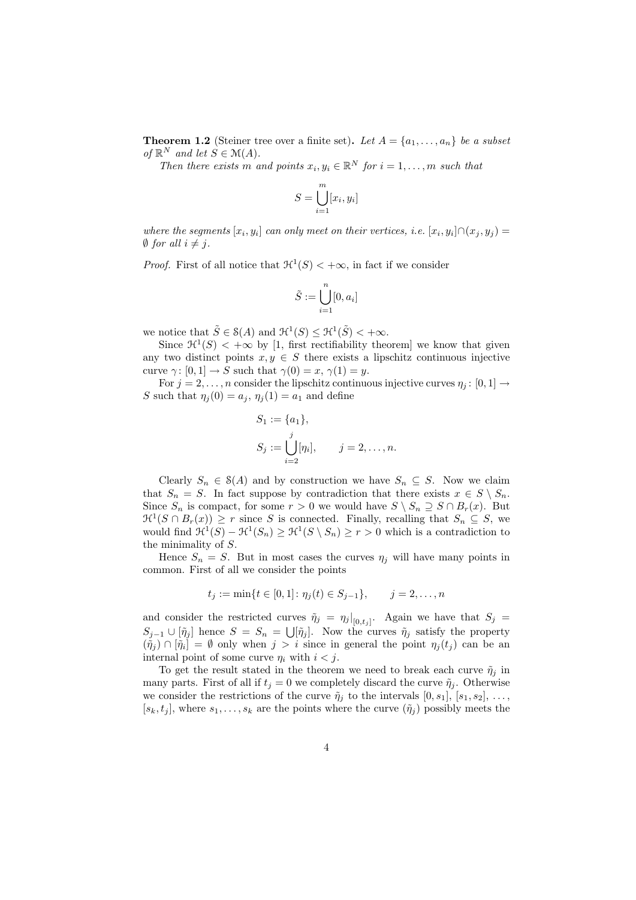**Theorem 1.2** (Steiner tree over a finite set)**.** *Let $A = \{a_1, \dots, a_n\}$ be a subset of $\mathbb{R}^N$ and let $S \in \mathcal{M}(A)$.*

*Then there exists $m$ and points $x_i, y_i \in \mathbb{R}^N$ for $i = 1, \dots, m$ such that*

$$S = \bigcup_{i=1}^{m} [x_i, y_i]$$

*where the segments $[x_i, y_i]$ can only meet on their vertices, i.e. $[x_i, y_i] \cap (x_j, y_j) = \emptyset$ for all $i \neq j$.*

*Proof.* First of all notice that $\mathcal{H}^1(S) < +\infty$, in fact if we consider

$$\tilde{S} := \bigcup_{i=1}^{n} [0, a_i]$$

we notice that $\tilde{S} \in \mathcal{S}(A)$ and $\mathcal{H}^1(S) \leq \mathcal{H}^1(\tilde{S}) < +\infty$.

Since $\mathcal{H}^1(S) < +\infty$ by [1, first rectifiability theorem] we know that given any two distinct points $x, y \in S$ there exists a lipschitz continuous injective curve $\gamma \colon [0,1] \to S$ such that $\gamma(0) = x$, $\gamma(1) = y$.

For $j = 2, \dots, n$ consider the lipschitz continuous injective curves $\eta_j \colon [0,1] \to S$ such that $\eta_j(0) = a_j$, $\eta_j(1) = a_1$ and define

$$S_1 := \{a_1\},$$
$$S_j := \bigcup_{i=2}^{j} [\eta_i], \qquad j = 2, \dots, n.$$

Clearly $S_n \in \mathcal{S}(A)$ and by construction we have $S_n \subseteq S$. Now we claim that $S_n = S$. In fact suppose by contradiction that there exists $x \in S \setminus S_n$. Since $S_n$ is compact, for some $r > 0$ we would have $S \setminus S_n \supseteq S \cap B_r(x)$. But $\mathcal{H}^1(S \cap B_r(x)) \geq r$ since $S$ is connected. Finally, recalling that $S_n \subseteq S$, we would find $\mathcal{H}^1(S) - \mathcal{H}^1(S_n) \geq \mathcal{H}^1(S \setminus S_n) \geq r > 0$ which is a contradiction to the minimality of $S$.

Hence $S_n = S$. But in most cases the curves $\eta_j$ will have many points in common. First of all we consider the points

$$t_j := \min\{t \in [0,1] \colon \eta_j(t) \in S_{j-1}\}, \qquad j = 2, \dots, n$$

and consider the restricted curves $\tilde{\eta}_j = \eta_j|_{[0,t_j]}$. Again we have that $S_j = S_{j-1} \cup [\tilde{\eta}_j]$ hence $S = S_n = \bigcup [\tilde{\eta}_j]$. Now the curves $\tilde{\eta}_j$ satisfy the property $(\tilde{\eta}_j) \cap [\tilde{\eta}_i] = \emptyset$ only when $j > i$ since in general the point $\eta_j(t_j)$ can be an internal point of some curve $\eta_i$ with $i < j$.

To get the result stated in the theorem we need to break each curve $\tilde{\eta}_j$ in many parts. First of all if $t_j = 0$ we completely discard the curve $\tilde{\eta}_j$. Otherwise we consider the restrictions of the curve $\tilde{\eta}_j$ to the intervals $[0, s_1]$, $[s_1, s_2]$, $\dots$, $[s_k, t_j]$, where $s_1, \dots, s_k$ are the points where the curve $(\tilde{\eta}_j)$ possibly meets the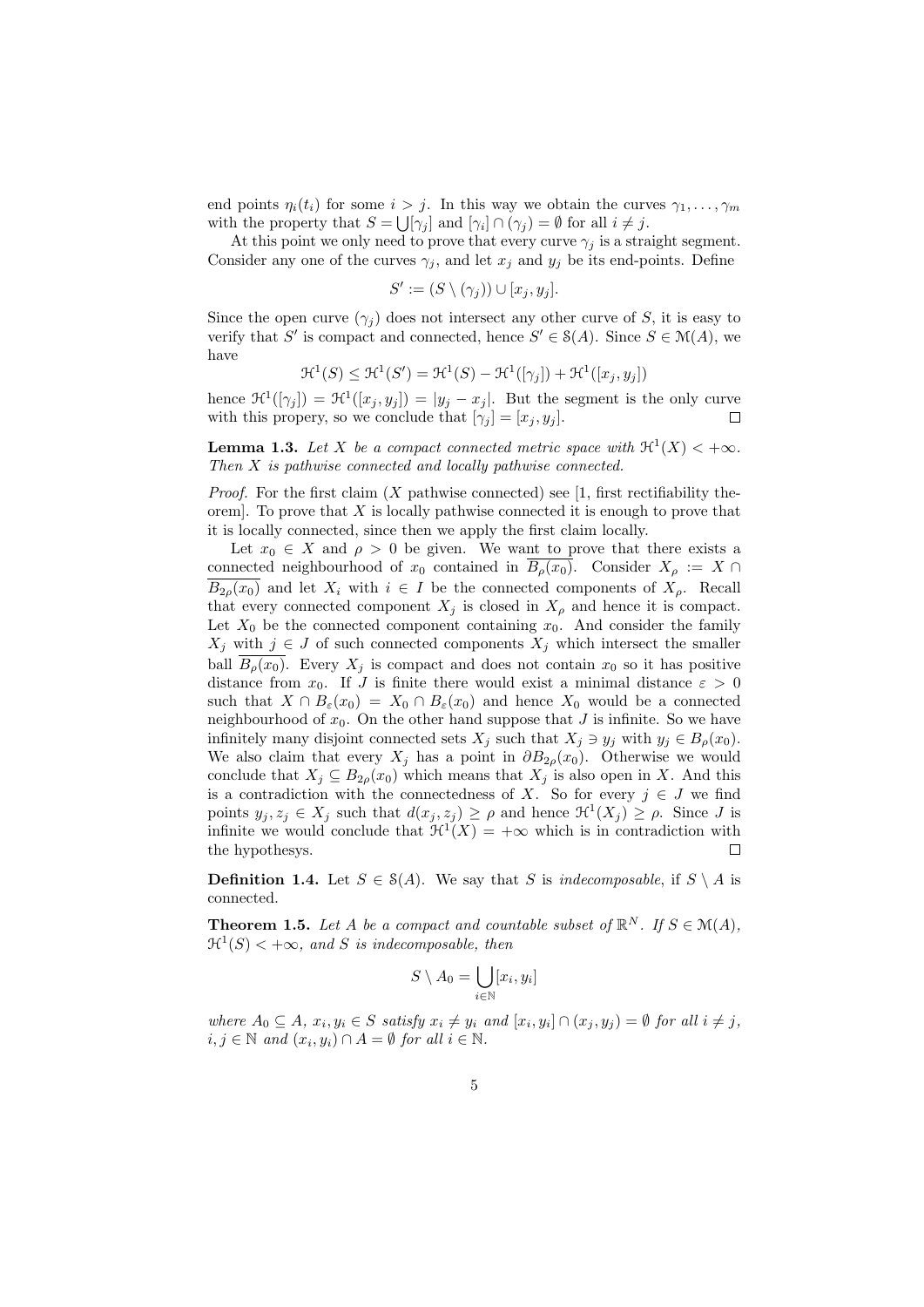end points $\eta_i(t_i)$ for some $i > j$. In this way we obtain the curves $\gamma_1, \ldots, \gamma_m$ with the property that $S = \bigcup [\gamma_j]$ and $[\gamma_i] \cap (\gamma_j) = \emptyset$ for all $i \neq j$.

At this point we only need to prove that every curve $\gamma_j$ is a straight segment. Consider any one of the curves $\gamma_j$, and let $x_j$ and $y_j$ be its end-points. Define

$$S' := (S \setminus (\gamma_j)) \cup [x_j, y_j].$$

Since the open curve $(\gamma_j)$ does not intersect any other curve of $S$, it is easy to verify that $S'$ is compact and connected, hence $S' \in \mathcal{S}(A)$. Since $S \in \mathcal{M}(A)$, we have

$$\mathcal{H}^1(S) \leq \mathcal{H}^1(S') = \mathcal{H}^1(S) - \mathcal{H}^1([\gamma_j]) + \mathcal{H}^1([x_j, y_j])$$

hence $\mathcal{H}^1([\gamma_j]) = \mathcal{H}^1([x_j, y_j]) = |y_j - x_j|$. But the segment is the only curve with this propery, so we conclude that $[\gamma_j] = [x_j, y_j]$. $\square$

**Lemma 1.3.** *Let $X$ be a compact connected metric space with $\mathcal{H}^1(X) < +\infty$. Then $X$ is pathwise connected and locally pathwise connected.*

*Proof.* For the first claim ($X$ pathwise connected) see [1, first rectifiability theorem]. To prove that $X$ is locally pathwise connected it is enough to prove that it is locally connected, since then we apply the first claim locally.

Let $x_0 \in X$ and $\rho > 0$ be given. We want to prove that there exists a connected neighbourhood of $x_0$ contained in $\overline{B_\rho(x_0)}$. Consider $X_\rho := X \cap \overline{B_{2\rho}(x_0)}$ and let $X_i$ with $i \in I$ be the connected components of $X_\rho$. Recall that every connected component $X_j$ is closed in $X_\rho$ and hence it is compact. Let $X_0$ be the connected component containing $x_0$. And consider the family $X_j$ with $j \in J$ of such connected components $X_j$ which intersect the smaller ball $\overline{B_\rho(x_0)}$. Every $X_j$ is compact and does not contain $x_0$ so it has positive distance from $x_0$. If $J$ is finite there would exist a minimal distance $\varepsilon > 0$ such that $X \cap B_\varepsilon(x_0) = X_0 \cap B_\varepsilon(x_0)$ and hence $X_0$ would be a connected neighbourhood of $x_0$. On the other hand suppose that $J$ is infinite. So we have infinitely many disjoint connected sets $X_j$ such that $X_j \ni y_j$ with $y_j \in B_\rho(x_0)$. We also claim that every $X_j$ has a point in $\partial B_{2\rho}(x_0)$. Otherwise we would conclude that $X_j \subseteq B_{2\rho}(x_0)$ which means that $X_j$ is also open in $X$. And this is a contradiction with the connectedness of $X$. So for every $j \in J$ we find points $y_j, z_j \in X_j$ such that $d(x_j, z_j) \geq \rho$ and hence $\mathcal{H}^1(X_j) \geq \rho$. Since $J$ is infinite we would conclude that $\mathcal{H}^1(X) = +\infty$ which is in contradiction with the hypothesys. $\square$

**Definition 1.4.** Let $S \in \mathcal{S}(A)$. We say that $S$ is *indecomposable*, if $S \setminus A$ is connected.

**Theorem 1.5.** *Let $A$ be a compact and countable subset of $\mathbb{R}^N$. If $S \in \mathcal{M}(A)$, $\mathcal{H}^1(S) < +\infty$, and $S$ is indecomposable, then*

$$S \setminus A_0 = \bigcup_{i \in \mathbb{N}} [x_i, y_i]$$

*where $A_0 \subseteq A$, $x_i, y_i \in S$ satisfy $x_i \neq y_i$ and $[x_i, y_i] \cap (x_j, y_j) = \emptyset$ for all $i \neq j$, $i, j \in \mathbb{N}$ and $(x_i, y_i) \cap A = \emptyset$ for all $i \in \mathbb{N}$.*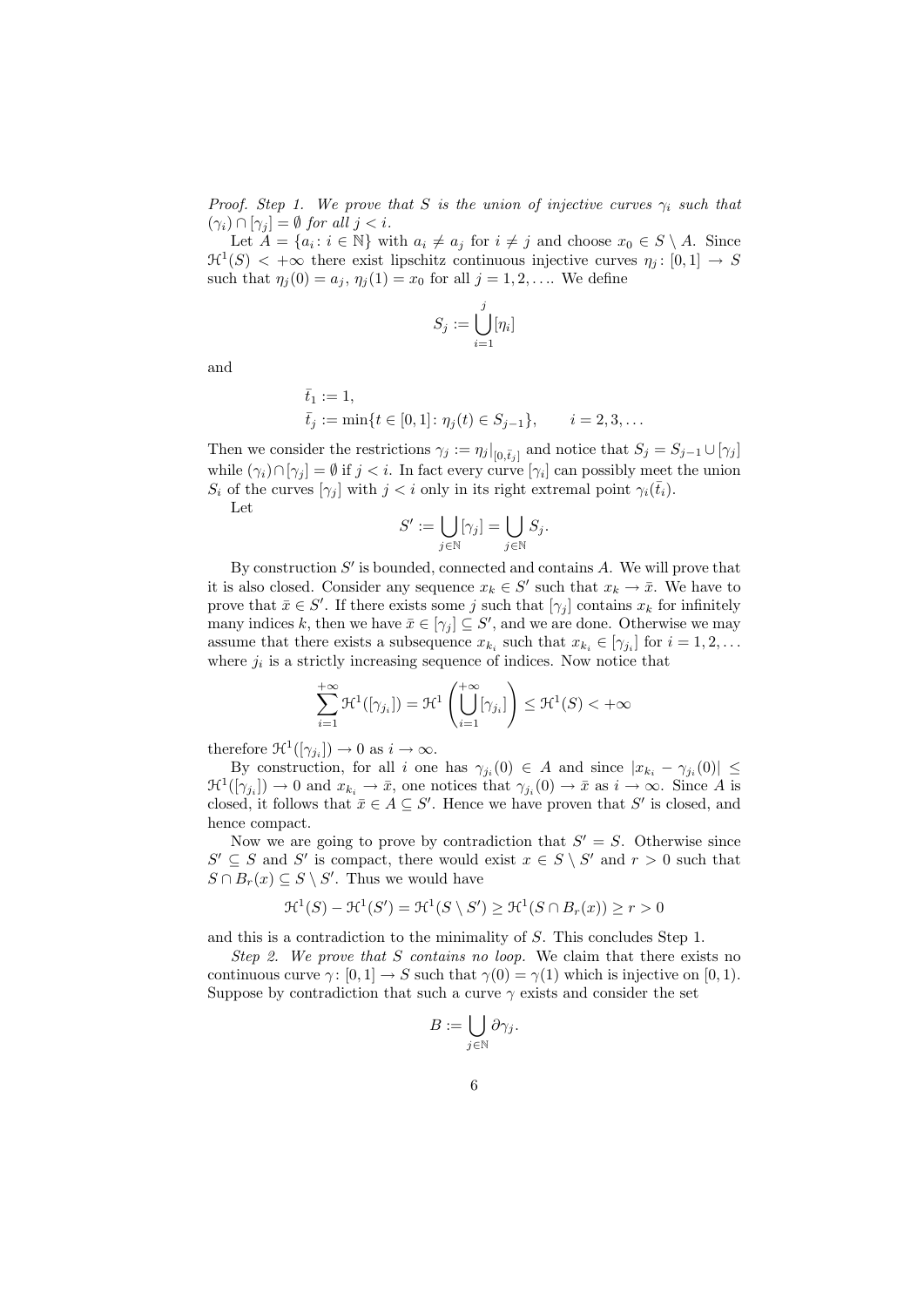*Proof. Step 1. We prove that $S$ is the union of injective curves $\gamma_i$ such that $(\gamma_i) \cap [\gamma_j] = \emptyset$ for all $j < i$.*

Let $A = \{a_i : i \in \mathbb{N}\}$ with $a_i \neq a_j$ for $i \neq j$ and choose $x_0 \in S \setminus A$. Since $\mathcal{H}^1(S) < +\infty$ there exist lipschitz continuous injective curves $\eta_j : [0,1] \to S$ such that $\eta_j(0) = a_j$, $\eta_j(1) = x_0$ for all $j = 1, 2, \ldots$. We define

$$S_j := \bigcup_{i=1}^{j} [\eta_i]$$

and

$$\begin{aligned} &\bar{t}_1 := 1, \\ &\bar{t}_j := \min\{t \in [0,1] : \eta_j(t) \in S_{j-1}\}, \qquad i = 2, 3, \ldots \end{aligned}$$

Then we consider the restrictions $\gamma_j := \eta_j|_{[0,\bar{t}_j]}$ and notice that $S_j = S_{j-1} \cup [\gamma_j]$ while $(\gamma_i) \cap [\gamma_j] = \emptyset$ if $j < i$. In fact every curve $[\gamma_i]$ can possibly meet the union $S_i$ of the curves $[\gamma_j]$ with $j < i$ only in its right extremal point $\gamma_i(\bar{t}_i)$.

Let

$$S' := \bigcup_{j \in \mathbb{N}} [\gamma_j] = \bigcup_{j \in \mathbb{N}} S_j.$$

By construction $S'$ is bounded, connected and contains $A$. We will prove that it is also closed. Consider any sequence $x_k \in S'$ such that $x_k \to \bar{x}$. We have to prove that $\bar{x} \in S'$. If there exists some $j$ such that $[\gamma_j]$ contains $x_k$ for infinitely many indices $k$, then we have $\bar{x} \in [\gamma_j] \subseteq S'$, and we are done. Otherwise we may assume that there exists a subsequence $x_{k_i}$ such that $x_{k_i} \in [\gamma_{j_i}]$ for $i = 1, 2, \ldots$ where $j_i$ is a strictly increasing sequence of indices. Now notice that

$$\sum_{i=1}^{+\infty} \mathcal{H}^1([\gamma_{j_i}]) = \mathcal{H}^1\left(\bigcup_{i=1}^{+\infty} [\gamma_{j_i}]\right) \leq \mathcal{H}^1(S) < +\infty$$

therefore $\mathcal{H}^1([\gamma_{j_i}]) \to 0$ as $i \to \infty$.

By construction, for all $i$ one has $\gamma_{j_i}(0) \in A$ and since $|x_{k_i} - \gamma_{j_i}(0)| \leq \mathcal{H}^1([\gamma_{j_i}]) \to 0$ and $x_{k_i} \to \bar{x}$, one notices that $\gamma_{j_i}(0) \to \bar{x}$ as $i \to \infty$. Since $A$ is closed, it follows that $\bar{x} \in A \subseteq S'$. Hence we have proven that $S'$ is closed, and hence compact.

Now we are going to prove by contradiction that $S' = S$. Otherwise since $S' \subseteq S$ and $S'$ is compact, there would exist $x \in S \setminus S'$ and $r > 0$ such that $S \cap B_r(x) \subseteq S \setminus S'$. Thus we would have

$$\mathcal{H}^1(S) - \mathcal{H}^1(S') = \mathcal{H}^1(S \setminus S') \geq \mathcal{H}^1(S \cap B_r(x)) \geq r > 0$$

and this is a contradiction to the minimality of $S$. This concludes Step 1.

*Step 2. We prove that $S$ contains no loop.* We claim that there exists no continuous curve $\gamma : [0,1] \to S$ such that $\gamma(0) = \gamma(1)$ which is injective on $[0,1)$. Suppose by contradiction that such a curve $\gamma$ exists and consider the set

$$B := \bigcup_{j \in \mathbb{N}} \partial \gamma_j.$$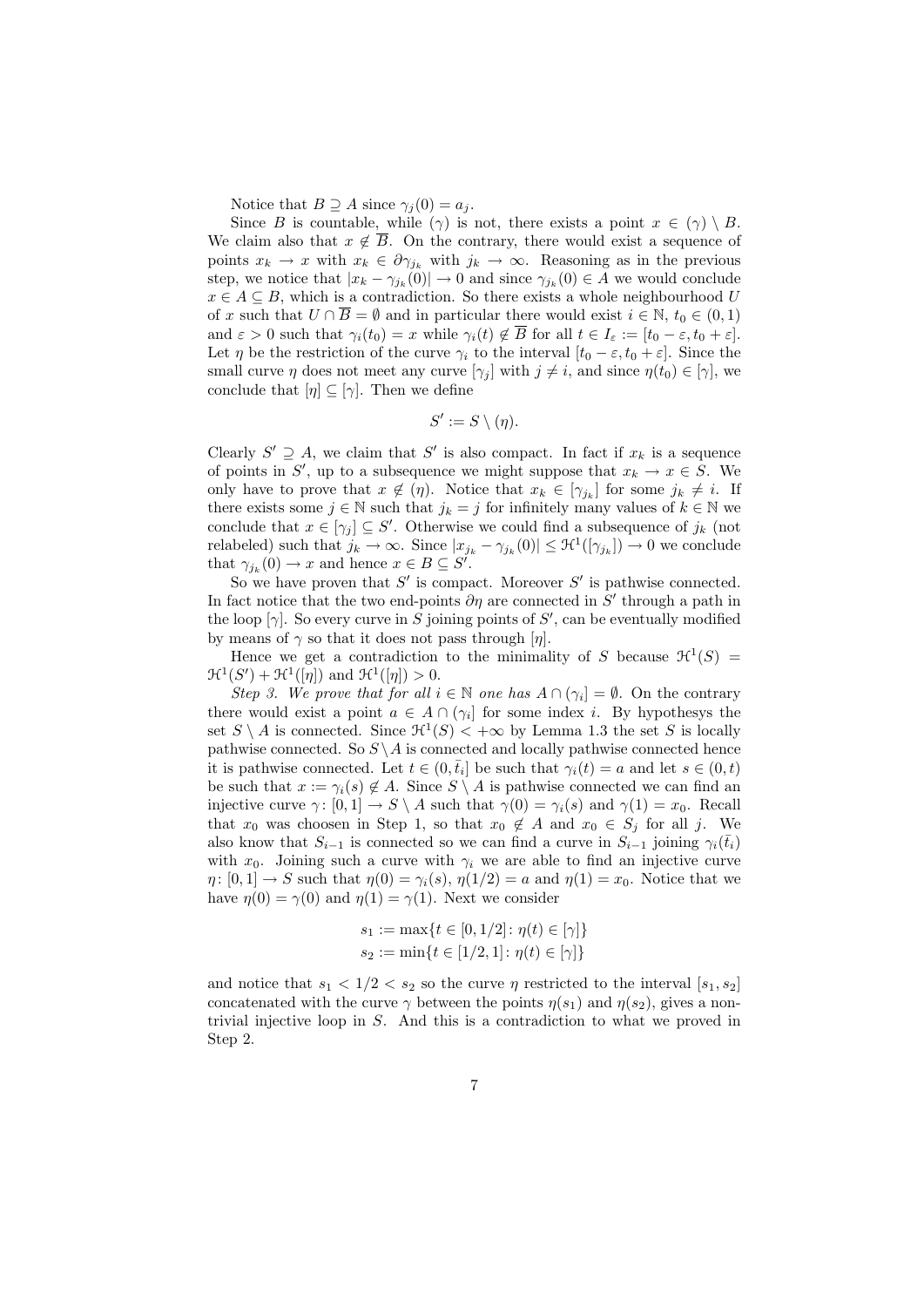Notice that $B \supseteq A$ since $\gamma_j(0) = a_j$.

Since $B$ is countable, while $(\gamma)$ is not, there exists a point $x \in (\gamma) \setminus B$. We claim also that $x \notin \overline{B}$. On the contrary, there would exist a sequence of points $x_k \to x$ with $x_k \in \partial\gamma_{j_k}$ with $j_k \to \infty$. Reasoning as in the previous step, we notice that $|x_k - \gamma_{j_k}(0)| \to 0$ and since $\gamma_{j_k}(0) \in A$ we would conclude $x \in A \subseteq B$, which is a contradiction. So there exists a whole neighbourhood $U$ of $x$ such that $U \cap \overline{B} = \emptyset$ and in particular there would exist $i \in \mathbb{N}$, $t_0 \in (0,1)$ and $\varepsilon > 0$ such that $\gamma_i(t_0) = x$ while $\gamma_i(t) \notin \overline{B}$ for all $t \in I_\varepsilon := [t_0 - \varepsilon, t_0 + \varepsilon]$. Let $\eta$ be the restriction of the curve $\gamma_i$ to the interval $[t_0 - \varepsilon, t_0 + \varepsilon]$. Since the small curve $\eta$ does not meet any curve $[\gamma_j]$ with $j \neq i$, and since $\eta(t_0) \in [\gamma]$, we conclude that $[\eta] \subseteq [\gamma]$. Then we define

$$S' := S \setminus (\eta).$$

Clearly $S' \supseteq A$, we claim that $S'$ is also compact. In fact if $x_k$ is a sequence of points in $S'$, up to a subsequence we might suppose that $x_k \to x \in S$. We only have to prove that $x \notin (\eta)$. Notice that $x_k \in [\gamma_{j_k}]$ for some $j_k \neq i$. If there exists some $j \in \mathbb{N}$ such that $j_k = j$ for infinitely many values of $k \in \mathbb{N}$ we conclude that $x \in [\gamma_j] \subseteq S'$. Otherwise we could find a subsequence of $j_k$ (not relabeled) such that $j_k \to \infty$. Since $|x_{j_k} - \gamma_{j_k}(0)| \leq \mathcal{H}^1([\gamma_{j_k}]) \to 0$ we conclude that $\gamma_{j_k}(0) \to x$ and hence $x \in B \subseteq S'$.

So we have proven that $S'$ is compact. Moreover $S'$ is pathwise connected. In fact notice that the two end-points $\partial\eta$ are connected in $S'$ through a path in the loop $[\gamma]$. So every curve in $S$ joining points of $S'$, can be eventually modified by means of $\gamma$ so that it does not pass through $[\eta]$.

Hence we get a contradiction to the minimality of $S$ because $\mathcal{H}^1(S) = \mathcal{H}^1(S') + \mathcal{H}^1([\eta])$ and $\mathcal{H}^1([\eta]) > 0$.

*Step 3. We prove that for all $i \in \mathbb{N}$ one has $A \cap (\gamma_i] = \emptyset$.* On the contrary there would exist a point $a \in A \cap (\gamma_i]$ for some index $i$. By hypothesys the set $S \setminus A$ is connected. Since $\mathcal{H}^1(S) < +\infty$ by Lemma 1.3 the set $S$ is locally pathwise connected. So $S \setminus A$ is connected and locally pathwise connected hence it is pathwise connected. Let $t \in (0, \bar{t}_i]$ be such that $\gamma_i(t) = a$ and let $s \in (0, t)$ be such that $x := \gamma_i(s) \notin A$. Since $S \setminus A$ is pathwise connected we can find an injective curve $\gamma \colon [0,1] \to S \setminus A$ such that $\gamma(0) = \gamma_i(s)$ and $\gamma(1) = x_0$. Recall that $x_0$ was choosen in Step 1, so that $x_0 \notin A$ and $x_0 \in S_j$ for all $j$. We also know that $S_{i-1}$ is connected so we can find a curve in $S_{i-1}$ joining $\gamma_i(\bar{t}_i)$ with $x_0$. Joining such a curve with $\gamma_i$ we are able to find an injective curve $\eta \colon [0,1] \to S$ such that $\eta(0) = \gamma_i(s)$, $\eta(1/2) = a$ and $\eta(1) = x_0$. Notice that we have $\eta(0) = \gamma(0)$ and $\eta(1) = \gamma(1)$. Next we consider

$$s_1 := \max\{t \in [0, 1/2] \colon \eta(t) \in [\gamma]\}$$
$$s_2 := \min\{t \in [1/2, 1] \colon \eta(t) \in [\gamma]\}$$

and notice that $s_1 < 1/2 < s_2$ so the curve $\eta$ restricted to the interval $[s_1, s_2]$ concatenated with the curve $\gamma$ between the points $\eta(s_1)$ and $\eta(s_2)$, gives a non-trivial injective loop in $S$. And this is a contradiction to what we proved in Step 2.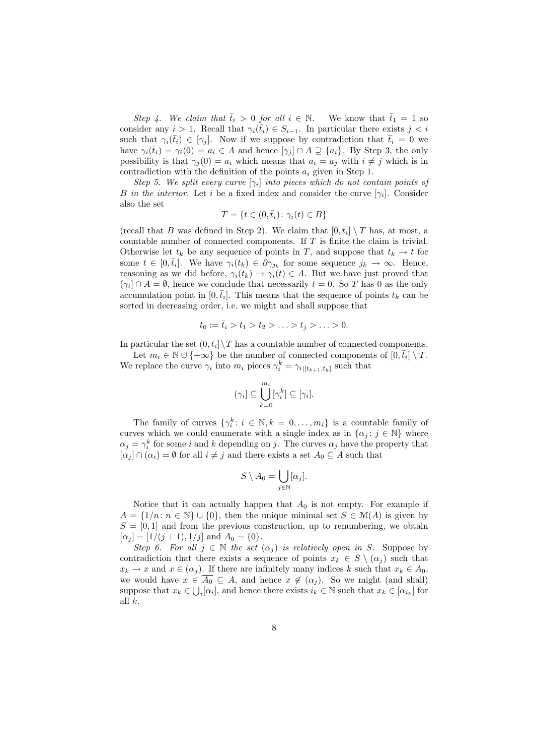*Step 4. We claim that $\bar{t}_i > 0$ for all $i \in \mathbb{N}$.* We know that $\bar{t}_1 = 1$ so consider any $i > 1$. Recall that $\gamma_i(\bar{t}_i) \in S_{i-1}$. In particular there exists $j < i$ such that $\gamma_i(\bar{t}_i) \in [\gamma_j]$. Now if we suppose by contradiction that $\bar{t}_i = 0$ we have $\gamma_i(\bar{t}_i) = \gamma_i(0) = a_i \in A$ and hence $[\gamma_j] \cap A \supseteq \{a_i\}$. By Step 3, the only possibility is that $\gamma_j(0) = a_i$ which means that $a_i = a_j$ with $i \neq j$ which is in contradiction with the definition of the points $a_i$ given in Step 1.

*Step 5. We split every curve $[\gamma_i]$ into pieces which do not contain points of $B$ in the interior.* Let $i$ be a fixed index and consider the curve $[\gamma_i]$. Consider also the set

$$T = \{t \in (0, \bar{t}_i) \colon \gamma_i(t) \in B\}$$

(recall that $B$ was defined in Step 2). We claim that $[0, \bar{t}_i] \setminus T$ has, at most, a countable number of connected components. If $T$ is finite the claim is trivial. Otherwise let $t_k$ be any sequence of points in $T$, and suppose that $t_k \to t$ for some $t \in [0, \bar{t}_i]$. We have $\gamma_i(t_k) \in \partial\gamma_{j_k}$ for some sequence $j_k \to \infty$. Hence, reasoning as we did before, $\gamma_i(t_k) \to \gamma_i(t) \in A$. But we have just proved that $(\gamma_i] \cap A = \emptyset$, hence we conclude that necessarily $t = 0$. So $T$ has 0 as the only accumulation point in $[0, \bar{t}_i]$. This means that the sequence of points $t_k$ can be sorted in decreasing order, i.e. we might and shall suppose that

$$t_0 := \bar{t}_i > t_1 > t_2 > \ldots > t_j > \ldots > 0.$$

In particular the set $(0, \bar{t}_i] \setminus T$ has a countable number of connected components.

Let $m_i \in \mathbb{N} \cup \{+\infty\}$ be the number of connected components of $[0, \bar{t}_i] \setminus T$. We replace the curve $\gamma_i$ into $m_i$ pieces $\gamma_i^k = \gamma_{i|[t_{k+1}, t_k]}$ such that

$$(\gamma_i] \subseteq \bigcup_{k=0}^{m_i} [\gamma_i^k] \subseteq [\gamma_i].$$

The family of curves $\{\gamma_i^k \colon i \in \mathbb{N}, k = 0, \ldots, m_i\}$ is a countable family of curves which we could enumerate with a single index as in $\{\alpha_j \colon j \in \mathbb{N}\}$ where $\alpha_j = \gamma_i^k$ for some $i$ and $k$ depending on $j$. The curves $\alpha_j$ have the property that $[\alpha_j] \cap (\alpha_i) = \emptyset$ for all $i \neq j$ and there exists a set $A_0 \subseteq A$ such that

$$S \setminus A_0 = \bigcup_{j \in \mathbb{N}} [\alpha_j].$$

Notice that it can actually happen that $A_0$ is not empty. For example if $A = \{1/n \colon n \in \mathbb{N}\} \cup \{0\}$, then the unique minimal set $S \in \mathcal{M}(A)$ is given by $S = [0, 1]$ and from the previous construction, up to renumbering, we obtain $[\alpha_j] = [1/(j+1), 1/j]$ and $A_0 = \{0\}$.

*Step 6. For all $j \in \mathbb{N}$ the set $(\alpha_j)$ is relatively open in $S$.* Suppose by contradiction that there exists a sequence of points $x_k \in S \setminus (\alpha_j)$ such that $x_k \to x$ and $x \in (\alpha_j)$. If there are infinitely many indices $k$ such that $x_k \in A_0$, we would have $x \in \overline{A_0} \subseteq A$, and hence $x \notin (\alpha_j)$. So we might (and shall) suppose that $x_k \in \bigcup_i [\alpha_i]$, and hence there exists $i_k \in \mathbb{N}$ such that $x_k \in [\alpha_{i_k}]$ for all $k$.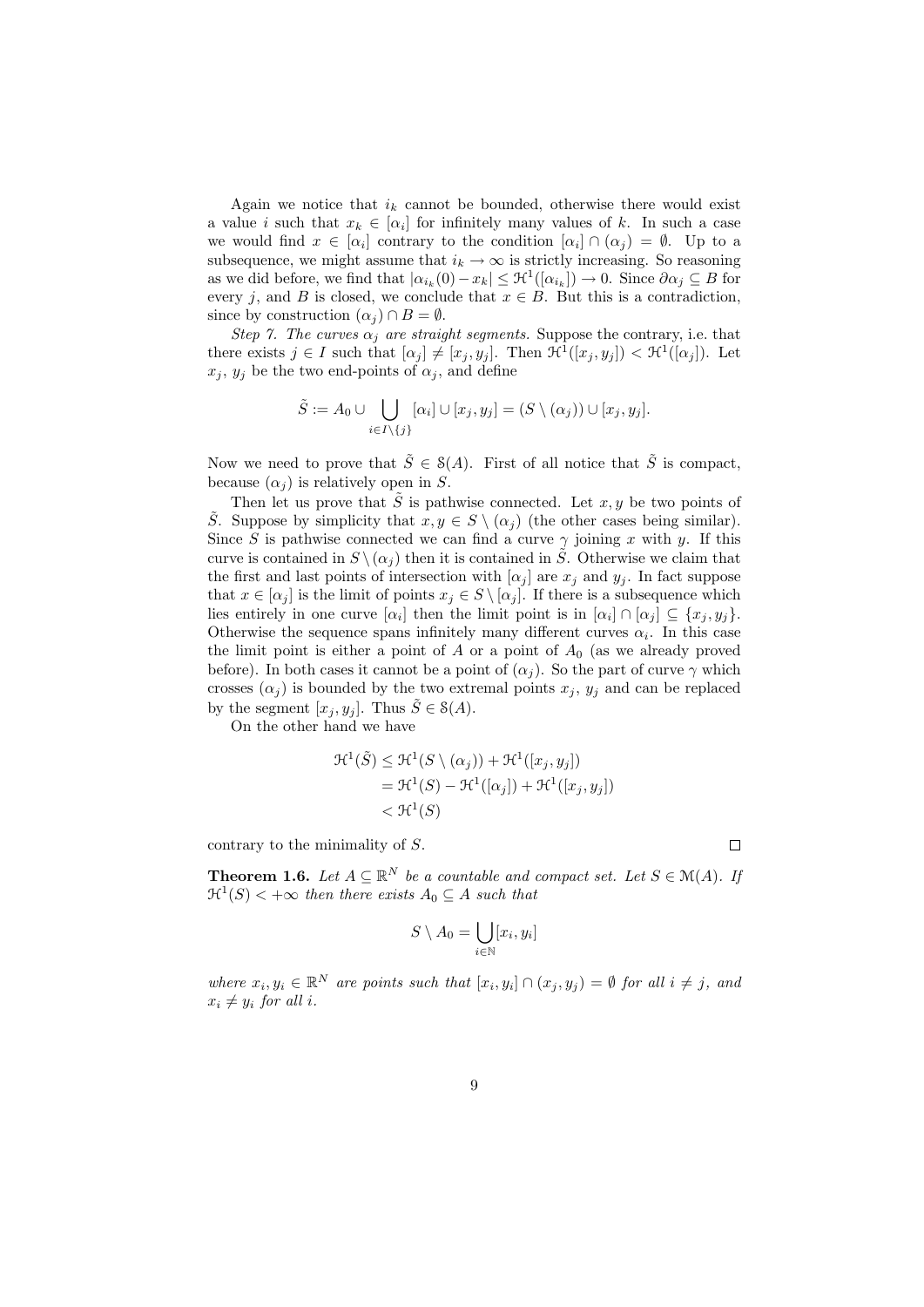Again we notice that $i_k$ cannot be bounded, otherwise there would exist a value $i$ such that $x_k \in [\alpha_i]$ for infinitely many values of $k$. In such a case we would find $x \in [\alpha_i]$ contrary to the condition $[\alpha_i] \cap (\alpha_j) = \emptyset$. Up to a subsequence, we might assume that $i_k \to \infty$ is strictly increasing. So reasoning as we did before, we find that $|\alpha_{i_k}(0) - x_k| \leq \mathcal{H}^1([\alpha_{i_k}]) \to 0$. Since $\partial \alpha_j \subseteq B$ for every $j$, and $B$ is closed, we conclude that $x \in B$. But this is a contradiction, since by construction $(\alpha_j) \cap B = \emptyset$.

*Step 7. The curves $\alpha_j$ are straight segments.* Suppose the contrary, i.e. that there exists $j \in I$ such that $[\alpha_j] \neq [x_j, y_j]$. Then $\mathcal{H}^1([x_j, y_j]) < \mathcal{H}^1([\alpha_j])$. Let $x_j$, $y_j$ be the two end-points of $\alpha_j$, and define

$$\tilde{S} := A_0 \cup \bigcup_{i \in I \setminus \{j\}} [\alpha_i] \cup [x_j, y_j] = (S \setminus (\alpha_j)) \cup [x_j, y_j].$$

Now we need to prove that $\tilde{S} \in \mathcal{S}(A)$. First of all notice that $\tilde{S}$ is compact, because $(\alpha_j)$ is relatively open in $S$.

Then let us prove that $\tilde{S}$ is pathwise connected. Let $x, y$ be two points of $\tilde{S}$. Suppose by simplicity that $x, y \in S \setminus (\alpha_j)$ (the other cases being similar). Since $S$ is pathwise connected we can find a curve $\gamma$ joining $x$ with $y$. If this curve is contained in $S \setminus (\alpha_j)$ then it is contained in $\tilde{S}$. Otherwise we claim that the first and last points of intersection with $[\alpha_j]$ are $x_j$ and $y_j$. In fact suppose that $x \in [\alpha_j]$ is the limit of points $x_j \in S \setminus [\alpha_j]$. If there is a subsequence which lies entirely in one curve $[\alpha_i]$ then the limit point is in $[\alpha_i] \cap [\alpha_j] \subseteq \{x_j, y_j\}$. Otherwise the sequence spans infinitely many different curves $\alpha_i$. In this case the limit point is either a point of $A$ or a point of $A_0$ (as we already proved before). In both cases it cannot be a point of $(\alpha_j)$. So the part of curve $\gamma$ which crosses $(\alpha_j)$ is bounded by the two extremal points $x_j$, $y_j$ and can be replaced by the segment $[x_j, y_j]$. Thus $\tilde{S} \in \mathcal{S}(A)$.

On the other hand we have

$$\begin{aligned}
\mathcal{H}^1(\tilde{S}) &\leq \mathcal{H}^1(S \setminus (\alpha_j)) + \mathcal{H}^1([x_j, y_j]) \\
&= \mathcal{H}^1(S) - \mathcal{H}^1([\alpha_j]) + \mathcal{H}^1([x_j, y_j]) \\
&< \mathcal{H}^1(S)
\end{aligned}$$

contrary to the minimality of $S$. □

**Theorem 1.6.** *Let $A \subseteq \mathbb{R}^N$ be a countable and compact set. Let $S \in \mathcal{M}(A)$. If $\mathcal{H}^1(S) < +\infty$ then there exists $A_0 \subseteq A$ such that*

$$S \setminus A_0 = \bigcup_{i \in \mathbb{N}} [x_i, y_i]$$

*where $x_i, y_i \in \mathbb{R}^N$ are points such that $[x_i, y_i] \cap (x_j, y_j) = \emptyset$ for all $i \neq j$, and $x_i \neq y_i$ for all $i$.*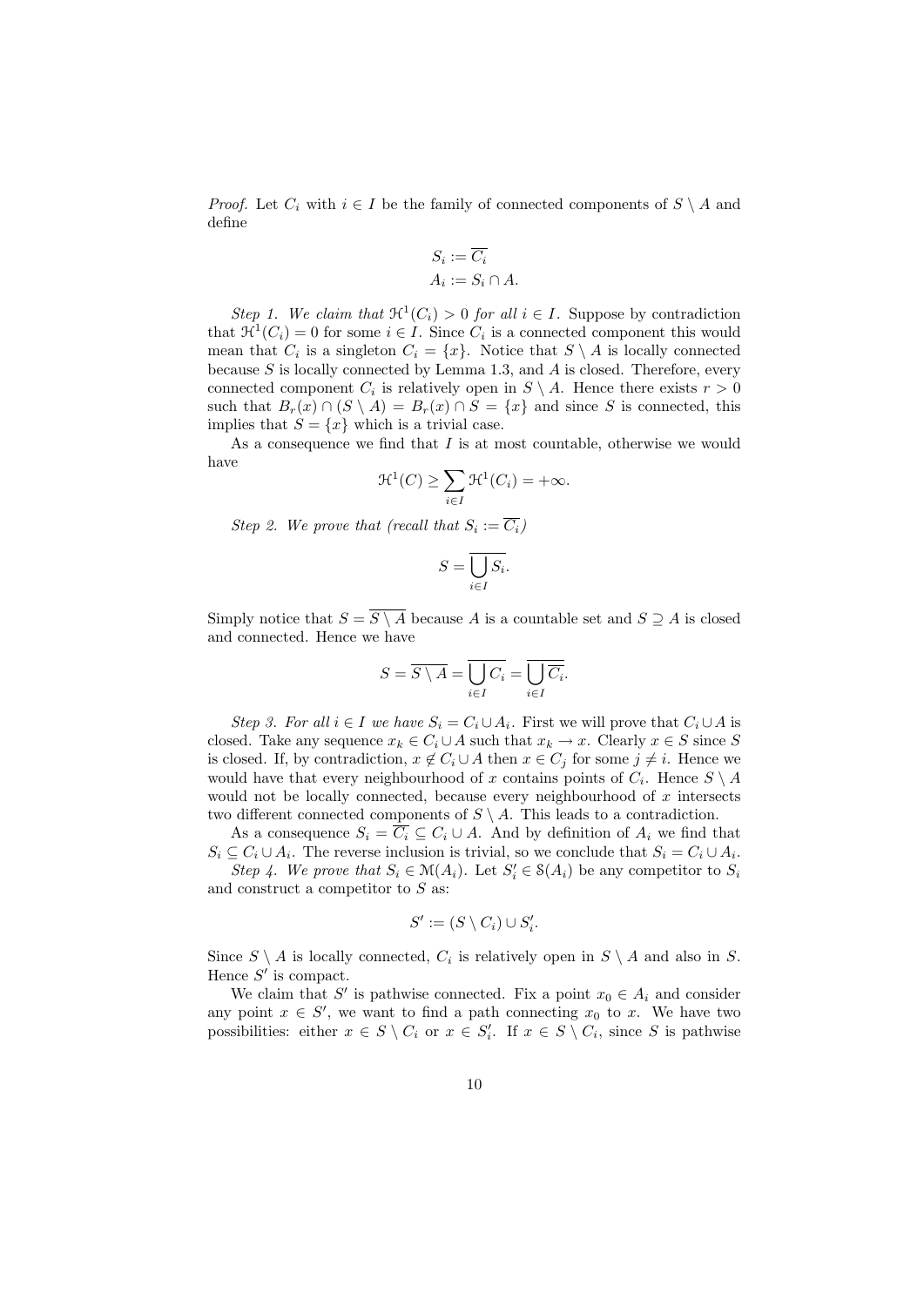*Proof.* Let $C_i$ with $i \in I$ be the family of connected components of $S \setminus A$ and define

$$S_i := \overline{C_i}$$
$$A_i := S_i \cap A.$$

*Step 1. We claim that $\mathcal{H}^1(C_i) > 0$ for all $i \in I$.* Suppose by contradiction that $\mathcal{H}^1(C_i) = 0$ for some $i \in I$. Since $C_i$ is a connected component this would mean that $C_i$ is a singleton $C_i = \{x\}$. Notice that $S \setminus A$ is locally connected because $S$ is locally connected by Lemma 1.3, and $A$ is closed. Therefore, every connected component $C_i$ is relatively open in $S \setminus A$. Hence there exists $r > 0$ such that $B_r(x) \cap (S \setminus A) = B_r(x) \cap S = \{x\}$ and since $S$ is connected, this implies that $S = \{x\}$ which is a trivial case.

As a consequence we find that $I$ is at most countable, otherwise we would have

$$\mathcal{H}^1(C) \geq \sum_{i \in I} \mathcal{H}^1(C_i) = +\infty.$$

*Step 2. We prove that (recall that $S_i := \overline{C_i}$)*

$$S = \overline{\bigcup_{i \in I} S_i}.$$

Simply notice that $S = \overline{S \setminus A}$ because $A$ is a countable set and $S \supseteq A$ is closed and connected. Hence we have

$$S = \overline{S \setminus A} = \overline{\bigcup_{i \in I} C_i} = \overline{\bigcup_{i \in I} \overline{C_i}}.$$

*Step 3. For all $i \in I$ we have $S_i = C_i \cup A_i$.* First we will prove that $C_i \cup A$ is closed. Take any sequence $x_k \in C_i \cup A$ such that $x_k \to x$. Clearly $x \in S$ since $S$ is closed. If, by contradiction, $x \notin C_i \cup A$ then $x \in C_j$ for some $j \neq i$. Hence we would have that every neighbourhood of $x$ contains points of $C_i$. Hence $S \setminus A$ would not be locally connected, because every neighbourhood of $x$ intersects two different connected components of $S \setminus A$. This leads to a contradiction.

As a consequence $S_i = \overline{C_i} \subseteq C_i \cup A$. And by definition of $A_i$ we find that $S_i \subseteq C_i \cup A_i$. The reverse inclusion is trivial, so we conclude that $S_i = C_i \cup A_i$.

*Step 4. We prove that $S_i \in \mathcal{M}(A_i)$.* Let $S_i' \in \mathcal{S}(A_i)$ be any competitor to $S_i$ and construct a competitor to $S$ as:

$$S' := (S \setminus C_i) \cup S_i'.$$

Since $S \setminus A$ is locally connected, $C_i$ is relatively open in $S \setminus A$ and also in $S$. Hence $S'$ is compact.

We claim that $S'$ is pathwise connected. Fix a point $x_0 \in A_i$ and consider any point $x \in S'$, we want to find a path connecting $x_0$ to $x$. We have two possibilities: either $x \in S \setminus C_i$ or $x \in S_i'$. If $x \in S \setminus C_i$, since $S$ is pathwise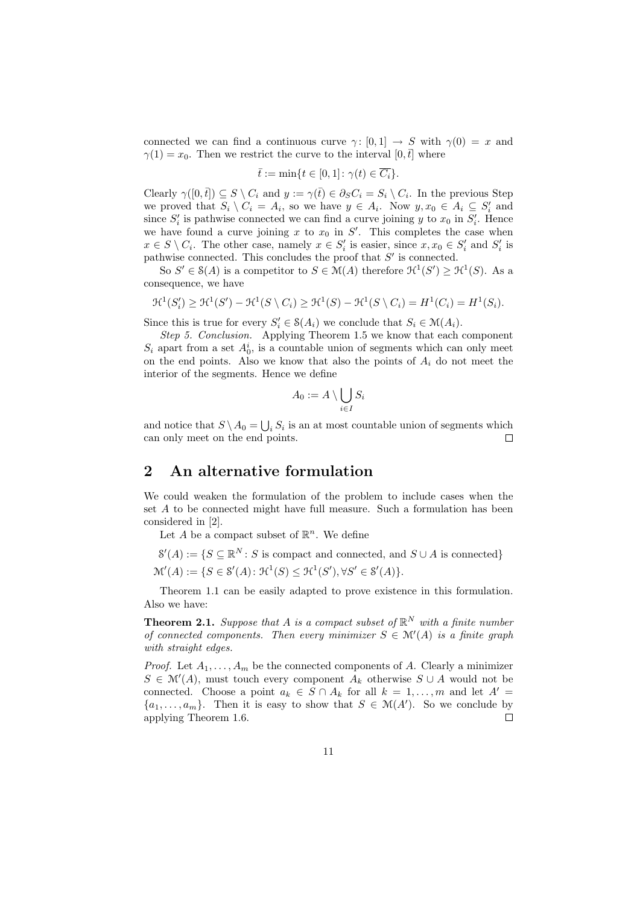connected we can find a continuous curve $\gamma\colon [0,1] \to S$ with $\gamma(0) = x$ and $\gamma(1) = x_0$. Then we restrict the curve to the interval $[0, \bar{t}]$ where

$$\bar{t} := \min\{t \in [0,1] \colon \gamma(t) \in \overline{C_i}\}.$$

Clearly $\gamma([0,\bar{t}]) \subseteq S \setminus C_i$ and $y := \gamma(\bar{t}) \in \partial_S C_i = S_i \setminus C_i$. In the previous Step we proved that $S_i \setminus C_i = A_i$, so we have $y \in A_i$. Now $y, x_0 \in A_i \subseteq S'_i$ and since $S'_i$ is pathwise connected we can find a curve joining $y$ to $x_0$ in $S'_i$. Hence we have found a curve joining $x$ to $x_0$ in $S'$. This completes the case when $x \in S \setminus C_i$. The other case, namely $x \in S'_i$ is easier, since $x, x_0 \in S'_i$ and $S'_i$ is pathwise connected. This concludes the proof that $S'$ is connected.

So $S' \in \mathcal{S}(A)$ is a competitor to $S \in \mathcal{M}(A)$ therefore $\mathcal{H}^1(S') \geq \mathcal{H}^1(S)$. As a consequence, we have

$$\mathcal{H}^1(S'_i) \geq \mathcal{H}^1(S') - \mathcal{H}^1(S \setminus C_i) \geq \mathcal{H}^1(S) - \mathcal{H}^1(S \setminus C_i) = H^1(C_i) = H^1(S_i).$$

Since this is true for every $S'_i \in \mathcal{S}(A_i)$ we conclude that $S_i \in \mathcal{M}(A_i)$.

*Step 5. Conclusion.* Applying Theorem 1.5 we know that each component $S_i$ apart from a set $A^i_0$, is a countable union of segments which can only meet on the end points. Also we know that also the points of $A_i$ do not meet the interior of the segments. Hence we define

$$A_0 := A \setminus \bigcup_{i \in I} S_i$$

and notice that $S \setminus A_0 = \bigcup_i S_i$ is an at most countable union of segments which can only meet on the end points. $\square$

## 2 An alternative formulation

We could weaken the formulation of the problem to include cases when the set $A$ to be connected might have full measure. Such a formulation has been considered in [2].

Let $A$ be a compact subset of $\mathbb{R}^n$. We define

$$\mathcal{S}'(A) := \{S \subseteq \mathbb{R}^N \colon S \text{ is compact and connected, and } S \cup A \text{ is connected}\}$$
$$\mathcal{M}'(A) := \{S \in \mathcal{S}'(A) \colon \mathcal{H}^1(S) \leq \mathcal{H}^1(S'), \forall S' \in \mathcal{S}'(A)\}.$$

Theorem 1.1 can be easily adapted to prove existence in this formulation. Also we have:

**Theorem 2.1.** *Suppose that $A$ is a compact subset of $\mathbb{R}^N$ with a finite number of connected components. Then every minimizer $S \in \mathcal{M}'(A)$ is a finite graph with straight edges.*

*Proof.* Let $A_1, \ldots, A_m$ be the connected components of $A$. Clearly a minimizer $S \in \mathcal{M}'(A)$, must touch every component $A_k$ otherwise $S \cup A$ would not be connected. Choose a point $a_k \in S \cap A_k$ for all $k = 1, \ldots, m$ and let $A' = \{a_1, \ldots, a_m\}$. Then it is easy to show that $S \in \mathcal{M}(A')$. So we conclude by applying Theorem 1.6. $\square$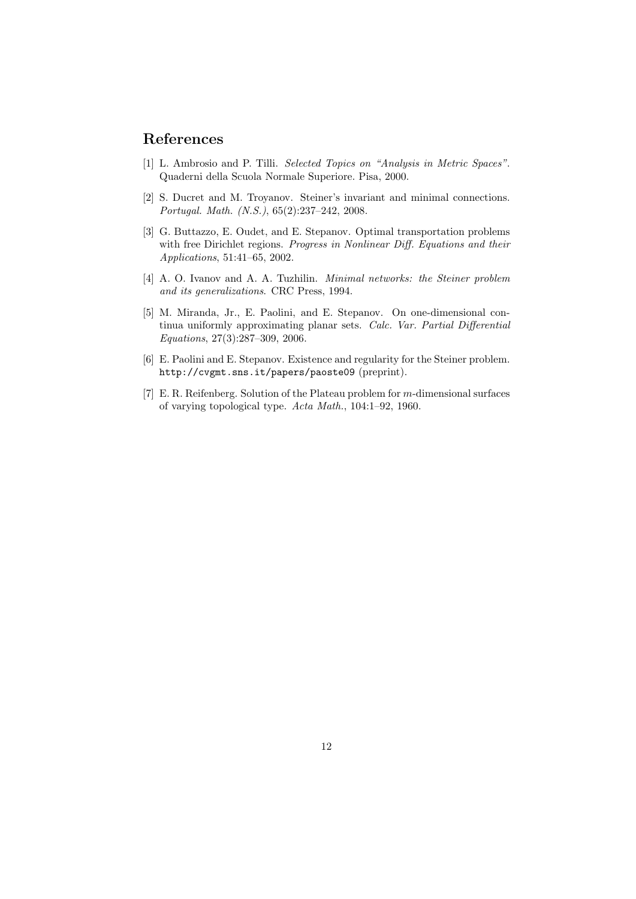## References

[1] L. Ambrosio and P. Tilli. *Selected Topics on "Analysis in Metric Spaces"*. Quaderni della Scuola Normale Superiore. Pisa, 2000.

[2] S. Ducret and M. Troyanov. Steiner's invariant and minimal connections. *Portugal. Math. (N.S.)*, 65(2):237–242, 2008.

[3] G. Buttazzo, E. Oudet, and E. Stepanov. Optimal transportation problems with free Dirichlet regions. *Progress in Nonlinear Diff. Equations and their Applications*, 51:41–65, 2002.

[4] A. O. Ivanov and A. A. Tuzhilin. *Minimal networks: the Steiner problem and its generalizations*. CRC Press, 1994.

[5] M. Miranda, Jr., E. Paolini, and E. Stepanov. On one-dimensional continua uniformly approximating planar sets. *Calc. Var. Partial Differential Equations*, 27(3):287–309, 2006.

[6] E. Paolini and E. Stepanov. Existence and regularity for the Steiner problem. `http://cvgmt.sns.it/papers/paoste09` (preprint).

[7] E. R. Reifenberg. Solution of the Plateau problem for $m$-dimensional surfaces of varying topological type. *Acta Math.*, 104:1–92, 1960.